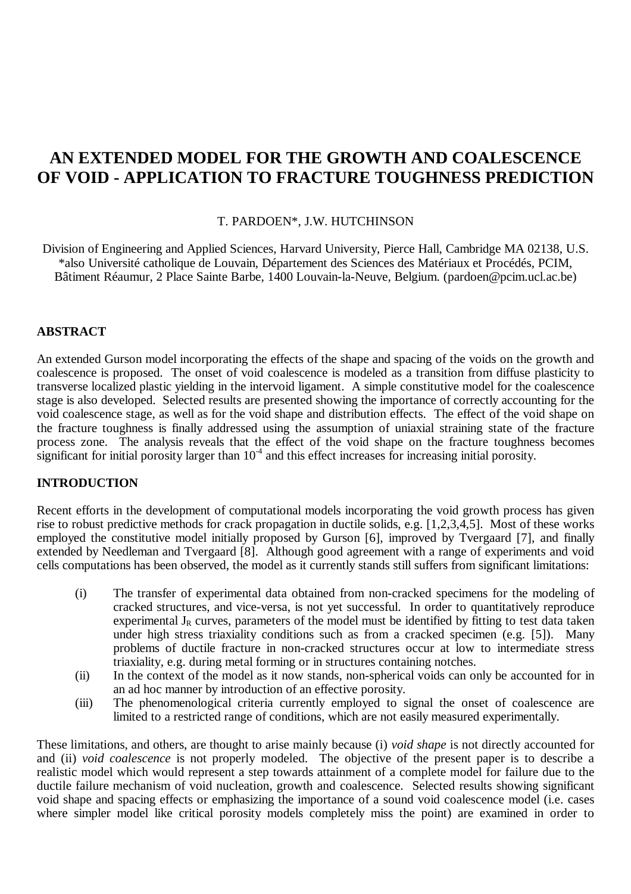# AN EXTENDED MODEL FOR THE GROWTH AND COALESCENCE OF VOID - APPLICATION TO FRACTURE TOUGHNESS PREDICTION

T. PARDOEN*, J.W. HUTCHINSON

Division of Engineering and Applied Sciences, Harvard University, Pierce Hall, Cambridge MA 02138, U.S.
*also Université catholique de Louvain, Département des Sciences des Matériaux et Procédés, PCIM, Bâtiment Réaumur, 2 Place Sainte Barbe, 1400 Louvain-la-Neuve, Belgium. (pardoen@pcim.ucl.ac.be)

## ABSTRACT

An extended Gurson model incorporating the effects of the shape and spacing of the voids on the growth and coalescence is proposed. The onset of void coalescence is modeled as a transition from diffuse plasticity to transverse localized plastic yielding in the intervoid ligament. A simple constitutive model for the coalescence stage is also developed. Selected results are presented showing the importance of correctly accounting for the void coalescence stage, as well as for the void shape and distribution effects. The effect of the void shape on the fracture toughness is finally addressed using the assumption of uniaxial straining state of the fracture process zone. The analysis reveals that the effect of the void shape on the fracture toughness becomes significant for initial porosity larger than $10^{-4}$ and this effect increases for increasing initial porosity.

## INTRODUCTION

Recent efforts in the development of computational models incorporating the void growth process has given rise to robust predictive methods for crack propagation in ductile solids, e.g. [1,2,3,4,5]. Most of these works employed the constitutive model initially proposed by Gurson [6], improved by Tvergaard [7], and finally extended by Needleman and Tvergaard [8]. Although good agreement with a range of experiments and void cells computations has been observed, the model as it currently stands still suffers from significant limitations:

(i) The transfer of experimental data obtained from non-cracked specimens for the modeling of cracked structures, and vice-versa, is not yet successful. In order to quantitatively reproduce experimental $J_R$ curves, parameters of the model must be identified by fitting to test data taken under high stress triaxiality conditions such as from a cracked specimen (e.g. [5]). Many problems of ductile fracture in non-cracked structures occur at low to intermediate stress triaxiality, e.g. during metal forming or in structures containing notches.

(ii) In the context of the model as it now stands, non-spherical voids can only be accounted for in an ad hoc manner by introduction of an effective porosity.

(iii) The phenomenological criteria currently employed to signal the onset of coalescence are limited to a restricted range of conditions, which are not easily measured experimentally.

These limitations, and others, are thought to arise mainly because (i) *void shape* is not directly accounted for and (ii) *void coalescence* is not properly modeled. The objective of the present paper is to describe a realistic model which would represent a step towards attainment of a complete model for failure due to the ductile failure mechanism of void nucleation, growth and coalescence. Selected results showing significant void shape and spacing effects or emphasizing the importance of a sound void coalescence model (i.e. cases where simpler model like critical porosity models completely miss the point) are examined in order to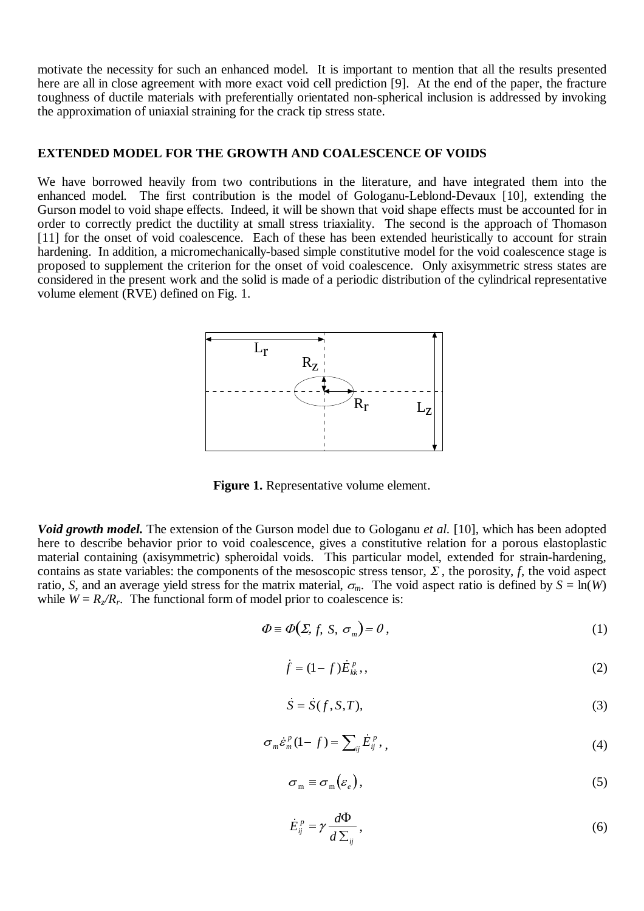motivate the necessity for such an enhanced model. It is important to mention that all the results presented here are all in close agreement with more exact void cell prediction [9]. At the end of the paper, the fracture toughness of ductile materials with preferentially orientated non-spherical inclusion is addressed by invoking the approximation of uniaxial straining for the crack tip stress state.

## EXTENDED MODEL FOR THE GROWTH AND COALESCENCE OF VOIDS

We have borrowed heavily from two contributions in the literature, and have integrated them into the enhanced model. The first contribution is the model of Gologanu-Leblond-Devaux [10], extending the Gurson model to void shape effects. Indeed, it will be shown that void shape effects must be accounted for in order to correctly predict the ductility at small stress triaxiality. The second is the approach of Thomason [11] for the onset of void coalescence. Each of these has been extended heuristically to account for strain hardening. In addition, a micromechanically-based simple constitutive model for the void coalescence stage is proposed to supplement the criterion for the onset of void coalescence. Only axisymmetric stress states are considered in the present work and the solid is made of a periodic distribution of the cylindrical representative volume element (RVE) defined on Fig. 1.

**Figure 1.** Representative volume element.

***Void growth model.*** The extension of the Gurson model due to Gologanu *et al.* [10], which has been adopted here to describe behavior prior to void coalescence, gives a constitutive relation for a porous elastoplastic material containing (axisymmetric) spheroidal voids. This particular model, extended for strain-hardening, contains as state variables: the components of the mesoscopic stress tensor, $\Sigma$, the porosity, $f$, the void aspect ratio, $S$, and an average yield stress for the matrix material, $\sigma_m$. The void aspect ratio is defined by $S = \ln(W)$ while $W = R_z/R_r$. The functional form of model prior to coalescence is:

$$\Phi \equiv \Phi(\Sigma, f, S, \sigma_m) = 0, \tag{1}$$

$$\dot{f} = (1-f)\dot{E}^{p}_{kk},, \tag{2}$$

$$\dot{S} \equiv \dot{S}(f, S, T), \tag{3}$$

$$\sigma_m \dot{\varepsilon}^{p}_{m}(1-f) = \sum_{ij} \dot{E}^{p}_{ij},, \tag{4}$$

$$\sigma_m \equiv \sigma_m(\varepsilon_e), \tag{5}$$

$$\dot{E}^{p}_{ij} = \gamma \frac{d\Phi}{d\Sigma_{ij}}, \tag{6}$$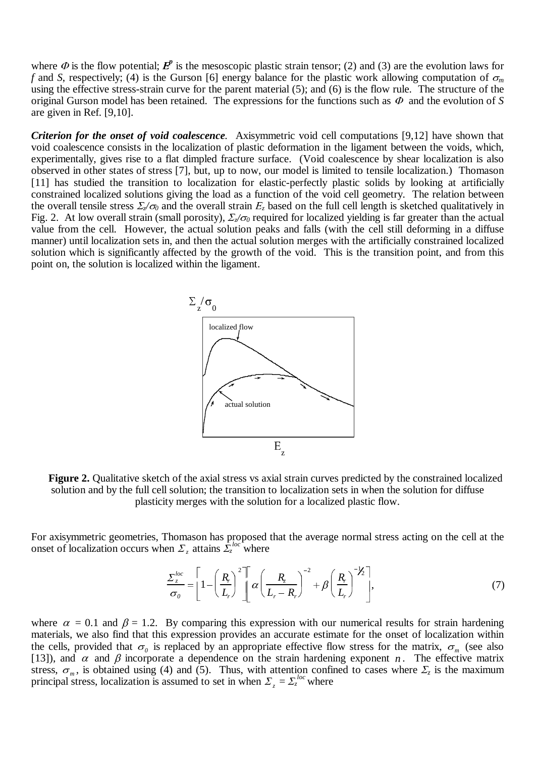where $\Phi$ is the flow potential; $\boldsymbol{E}^p$ is the mesoscopic plastic strain tensor; (2) and (3) are the evolution laws for $f$ and $S$, respectively; (4) is the Gurson [6] energy balance for the plastic work allowing computation of $\sigma_m$ using the effective stress-strain curve for the parent material (5); and (6) is the flow rule. The structure of the original Gurson model has been retained. The expressions for the functions such as $\Phi$ and the evolution of $S$ are given in Ref. [9,10].

***Criterion for the onset of void coalescence*.** Axisymmetric void cell computations [9,12] have shown that void coalescence consists in the localization of plastic deformation in the ligament between the voids, which, experimentally, gives rise to a flat dimpled fracture surface. (Void coalescence by shear localization is also observed in other states of stress [7], but, up to now, our model is limited to tensile localization.) Thomason [11] has studied the transition to localization for elastic-perfectly plastic solids by looking at artificially constrained localized solutions giving the load as a function of the void cell geometry. The relation between the overall tensile stress $\Sigma_z/\sigma_0$ and the overall strain $E_z$ based on the full cell length is sketched qualitatively in Fig. 2. At low overall strain (small porosity), $\Sigma_z/\sigma_0$ required for localized yielding is far greater than the actual value from the cell. However, the actual solution peaks and falls (with the cell still deforming in a diffuse manner) until localization sets in, and then the actual solution merges with the artificially constrained localized solution which is significantly affected by the growth of the void. This is the transition point, and from this point on, the solution is localized within the ligament.

**Figure 2.** Qualitative sketch of the axial stress vs axial strain curves predicted by the constrained localized solution and by the full cell solution; the transition to localization sets in when the solution for diffuse plasticity merges with the solution for a localized plastic flow.

For axisymmetric geometries, Thomason has proposed that the average normal stress acting on the cell at the onset of localization occurs when $\Sigma_z$ attains $\Sigma_z^{loc}$ where

$$\frac{\Sigma_z^{loc}}{\sigma_0} = \left[1 - \left(\frac{R_r}{L_r}\right)^2\right]\left[\alpha\left(\frac{R_z}{L_r - R_r}\right)^{-2} + \beta\left(\frac{R_r}{L_r}\right)^{-1/2}\right], \tag{7}$$

where $\alpha = 0.1$ and $\beta = 1.2$. By comparing this expression with our numerical results for strain hardening materials, we also find that this expression provides an accurate estimate for the onset of localization within the cells, provided that $\sigma_0$ is replaced by an appropriate effective flow stress for the matrix, $\sigma_m$ (see also [13]), and $\alpha$ and $\beta$ incorporate a dependence on the strain hardening exponent $n$. The effective matrix stress, $\sigma_m$, is obtained using (4) and (5). Thus, with attention confined to cases where $\Sigma_z$ is the maximum principal stress, localization is assumed to set in when $\Sigma_z = \Sigma_z^{loc}$ where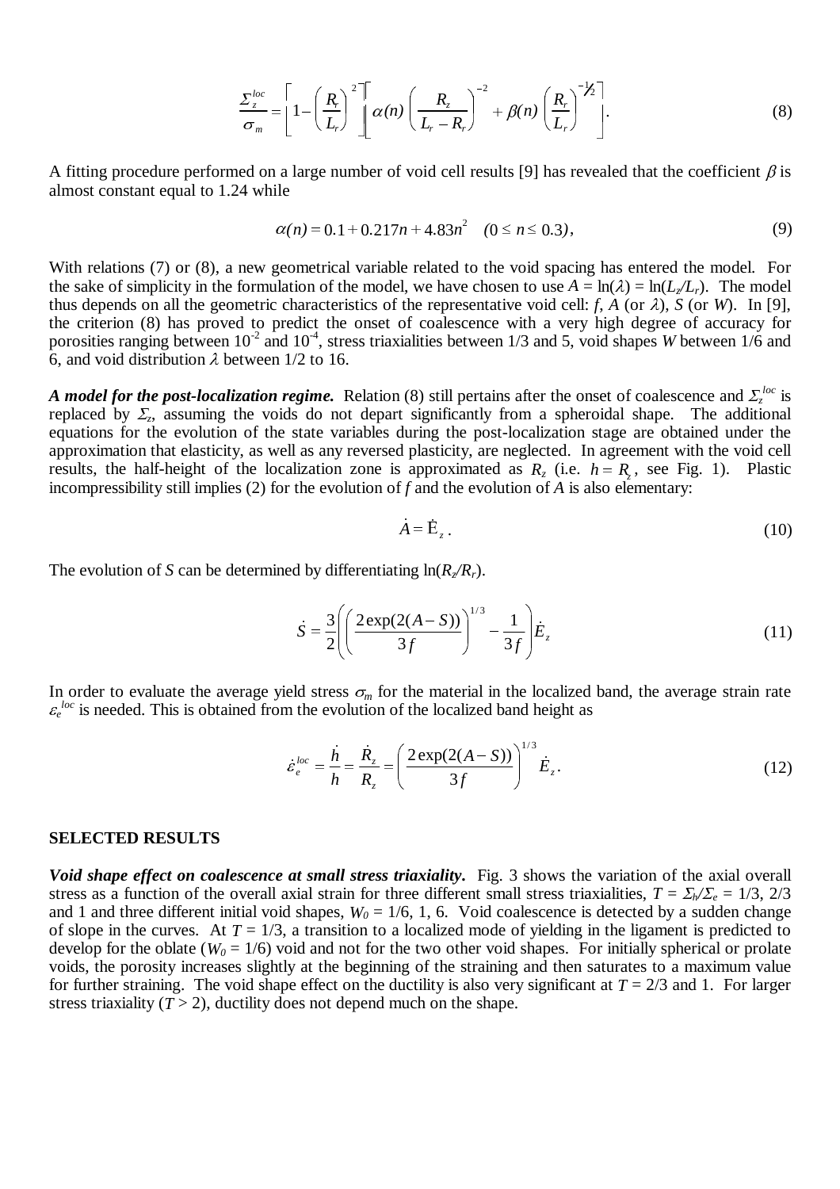$$\frac{\Sigma_z^{loc}}{\sigma_m} = \left[1 - \left(\frac{R_r}{L_r}\right)^2\right]\left[\alpha(n)\left(\frac{R_z}{L_r - R_r}\right)^{-2} + \beta(n)\left(\frac{R_r}{L_r}\right)^{-1/2}\right]. \tag{8}$$

A fitting procedure performed on a large number of void cell results [9] has revealed that the coefficient $\beta$ is almost constant equal to 1.24 while

$$\alpha(n) = 0.1 + 0.217n + 4.83n^2 \quad (0 \le n \le 0.3), \tag{9}$$

With relations (7) or (8), a new geometrical variable related to the void spacing has entered the model. For the sake of simplicity in the formulation of the model, we have chosen to use $A = \ln(\lambda) = \ln(L_z/L_r)$. The model thus depends on all the geometric characteristics of the representative void cell: $f$, $A$ (or $\lambda$), $S$ (or $W$). In [9], the criterion (8) has proved to predict the onset of coalescence with a very high degree of accuracy for porosities ranging between $10^{-2}$ and $10^{-4}$, stress triaxialities between 1/3 and 5, void shapes $W$ between 1/6 and 6, and void distribution $\lambda$ between 1/2 to 16.

***A model for the post-localization regime.*** Relation (8) still pertains after the onset of coalescence and $\Sigma_z^{loc}$ is replaced by $\Sigma_z$, assuming the voids do not depart significantly from a spheroidal shape. The additional equations for the evolution of the state variables during the post-localization stage are obtained under the approximation that elasticity, as well as any reversed plasticity, are neglected. In agreement with the void cell results, the half-height of the localization zone is approximated as $R_z$ (i.e. $h = R_z$, see Fig. 1). Plastic incompressibility still implies (2) for the evolution of $f$ and the evolution of $A$ is also elementary:

$$\dot{A} = \dot{E}_z. \tag{10}$$

The evolution of $S$ can be determined by differentiating $\ln(R_z/R_r)$.

$$\dot{S} = \frac{3}{2}\left(\left(\frac{2\exp(2(A-S))}{3f}\right)^{1/3} - \frac{1}{3f}\right)\dot{E}_z \tag{11}$$

In order to evaluate the average yield stress $\sigma_m$ for the material in the localized band, the average strain rate $\varepsilon_e^{loc}$ is needed. This is obtained from the evolution of the localized band height as

$$\dot{\varepsilon}_e^{loc} = \frac{\dot{h}}{h} = \frac{\dot{R}_z}{R_z} = \left(\frac{2\exp(2(A-S))}{3f}\right)^{1/3}\dot{E}_z. \tag{12}$$

## SELECTED RESULTS

***Void shape effect on coalescence at small stress triaxiality.*** Fig. 3 shows the variation of the axial overall stress as a function of the overall axial strain for three different small stress triaxialities, $T = \Sigma_h/\Sigma_e$ = 1/3, 2/3 and 1 and three different initial void shapes, $W_0$ = 1/6, 1, 6. Void coalescence is detected by a sudden change of slope in the curves. At $T$ = 1/3, a transition to a localized mode of yielding in the ligament is predicted to develop for the oblate ($W_0$ = 1/6) void and not for the two other void shapes. For initially spherical or prolate voids, the porosity increases slightly at the beginning of the straining and then saturates to a maximum value for further straining. The void shape effect on the ductility is also very significant at $T$ = 2/3 and 1. For larger stress triaxiality ($T$ > 2), ductility does not depend much on the shape.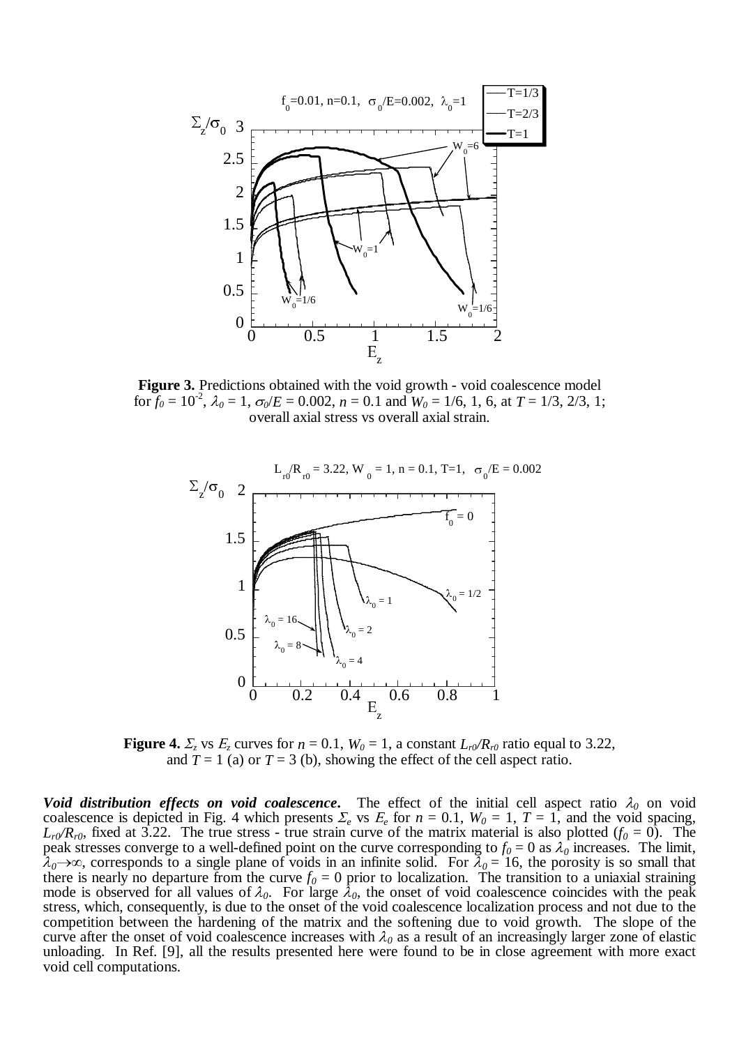**Figure 3.** Predictions obtained with the void growth - void coalescence model for $f_0 = 10^{-2}$, $\lambda_0 = 1$, $\sigma_0/E = 0.002$, $n = 0.1$ and $W_0 = 1/6$, 1, 6, at $T = 1/3$, 2/3, 1; overall axial stress vs overall axial strain.

**Figure 4.** $\Sigma_z$ vs $E_z$ curves for $n = 0.1$, $W_0 = 1$, a constant $L_{r0}/R_{r0}$ ratio equal to 3.22, and $T = 1$ (a) or $T = 3$ (b), showing the effect of the cell aspect ratio.

***Void distribution effects on void coalescence***. The effect of the initial cell aspect ratio $\lambda_0$ on void coalescence is depicted in Fig. 4 which presents $\Sigma_e$ vs $E_e$ for $n = 0.1$, $W_0 = 1$, $T = 1$, and the void spacing, $L_{r0}/R_{r0}$, fixed at 3.22. The true stress - true strain curve of the matrix material is also plotted ($f_0 = 0$). The peak stresses converge to a well-defined point on the curve corresponding to $f_0 = 0$ as $\lambda_0$ increases. The limit, $\lambda_0 \rightarrow \infty$, corresponds to a single plane of voids in an infinite solid. For $\lambda_0 = 16$, the porosity is so small that there is nearly no departure from the curve $f_0 = 0$ prior to localization. The transition to a uniaxial straining mode is observed for all values of $\lambda_0$. For large $\lambda_0$, the onset of void coalescence coincides with the peak stress, which, consequently, is due to the onset of the void coalescence localization process and not due to the competition between the hardening of the matrix and the softening due to void growth. The slope of the curve after the onset of void coalescence increases with $\lambda_0$ as a result of an increasingly larger zone of elastic unloading. In Ref. [9], all the results presented here were found to be in close agreement with more exact void cell computations.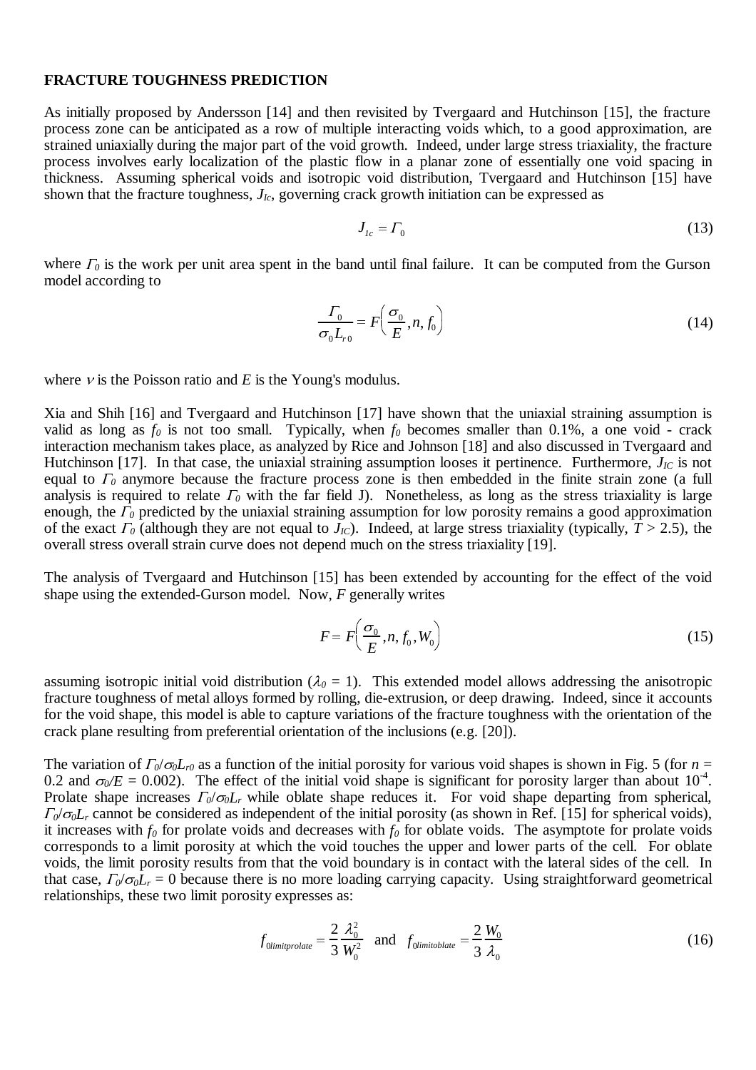**FRACTURE TOUGHNESS PREDICTION**

As initially proposed by Andersson [14] and then revisited by Tvergaard and Hutchinson [15], the fracture process zone can be anticipated as a row of multiple interacting voids which, to a good approximation, are strained uniaxially during the major part of the void growth. Indeed, under large stress triaxiality, the fracture process involves early localization of the plastic flow in a planar zone of essentially one void spacing in thickness. Assuming spherical voids and isotropic void distribution, Tvergaard and Hutchinson [15] have shown that the fracture toughness, $J_{Ic}$, governing crack growth initiation can be expressed as

$$J_{1c} = \Gamma_0 \tag{13}$$

where $\Gamma_0$ is the work per unit area spent in the band until final failure. It can be computed from the Gurson model according to

$$\frac{\Gamma_0}{\sigma_0 L_{r0}} = F\left(\frac{\sigma_0}{E}, n, f_0\right) \tag{14}$$

where $\nu$ is the Poisson ratio and $E$ is the Young's modulus.

Xia and Shih [16] and Tvergaard and Hutchinson [17] have shown that the uniaxial straining assumption is valid as long as $f_0$ is not too small. Typically, when $f_0$ becomes smaller than 0.1%, a one void - crack interaction mechanism takes place, as analyzed by Rice and Johnson [18] and also discussed in Tvergaard and Hutchinson [17]. In that case, the uniaxial straining assumption looses it pertinence. Furthermore, $J_{IC}$ is not equal to $\Gamma_0$ anymore because the fracture process zone is then embedded in the finite strain zone (a full analysis is required to relate $\Gamma_0$ with the far field J). Nonetheless, as long as the stress triaxiality is large enough, the $\Gamma_0$ predicted by the uniaxial straining assumption for low porosity remains a good approximation of the exact $\Gamma_0$ (although they are not equal to $J_{IC}$). Indeed, at large stress triaxiality (typically, $T > 2.5$), the overall stress overall strain curve does not depend much on the stress triaxiality [19].

The analysis of Tvergaard and Hutchinson [15] has been extended by accounting for the effect of the void shape using the extended-Gurson model. Now, $F$ generally writes

$$F = F\left(\frac{\sigma_0}{E}, n, f_0, W_0\right) \tag{15}$$

assuming isotropic initial void distribution ($\lambda_0 = 1$). This extended model allows addressing the anisotropic fracture toughness of metal alloys formed by rolling, die-extrusion, or deep drawing. Indeed, since it accounts for the void shape, this model is able to capture variations of the fracture toughness with the orientation of the crack plane resulting from preferential orientation of the inclusions (e.g. [20]).

The variation of $\Gamma_0/\sigma_0 L_{r0}$ as a function of the initial porosity for various void shapes is shown in Fig. 5 (for $n = 0.2$ and $\sigma_0/E = 0.002$). The effect of the initial void shape is significant for porosity larger than about $10^{-4}$. Prolate shape increases $\Gamma_0/\sigma_0 L_r$ while oblate shape reduces it. For void shape departing from spherical, $\Gamma_0/\sigma_0 L_r$ cannot be considered as independent of the initial porosity (as shown in Ref. [15] for spherical voids), it increases with $f_0$ for prolate voids and decreases with $f_0$ for oblate voids. The asymptote for prolate voids corresponds to a limit porosity at which the void touches the upper and lower parts of the cell. For oblate voids, the limit porosity results from that the void boundary is in contact with the lateral sides of the cell. In that case, $\Gamma_0/\sigma_0 L_r = 0$ because there is no more loading carrying capacity. Using straightforward geometrical relationships, these two limit porosity expresses as:

$$f_{0limitprolate} = \frac{2}{3}\frac{\lambda_0^2}{W_0^2} \quad \text{and} \quad f_{0limitoblate} = \frac{2}{3}\frac{W_0}{\lambda_0} \tag{16}$$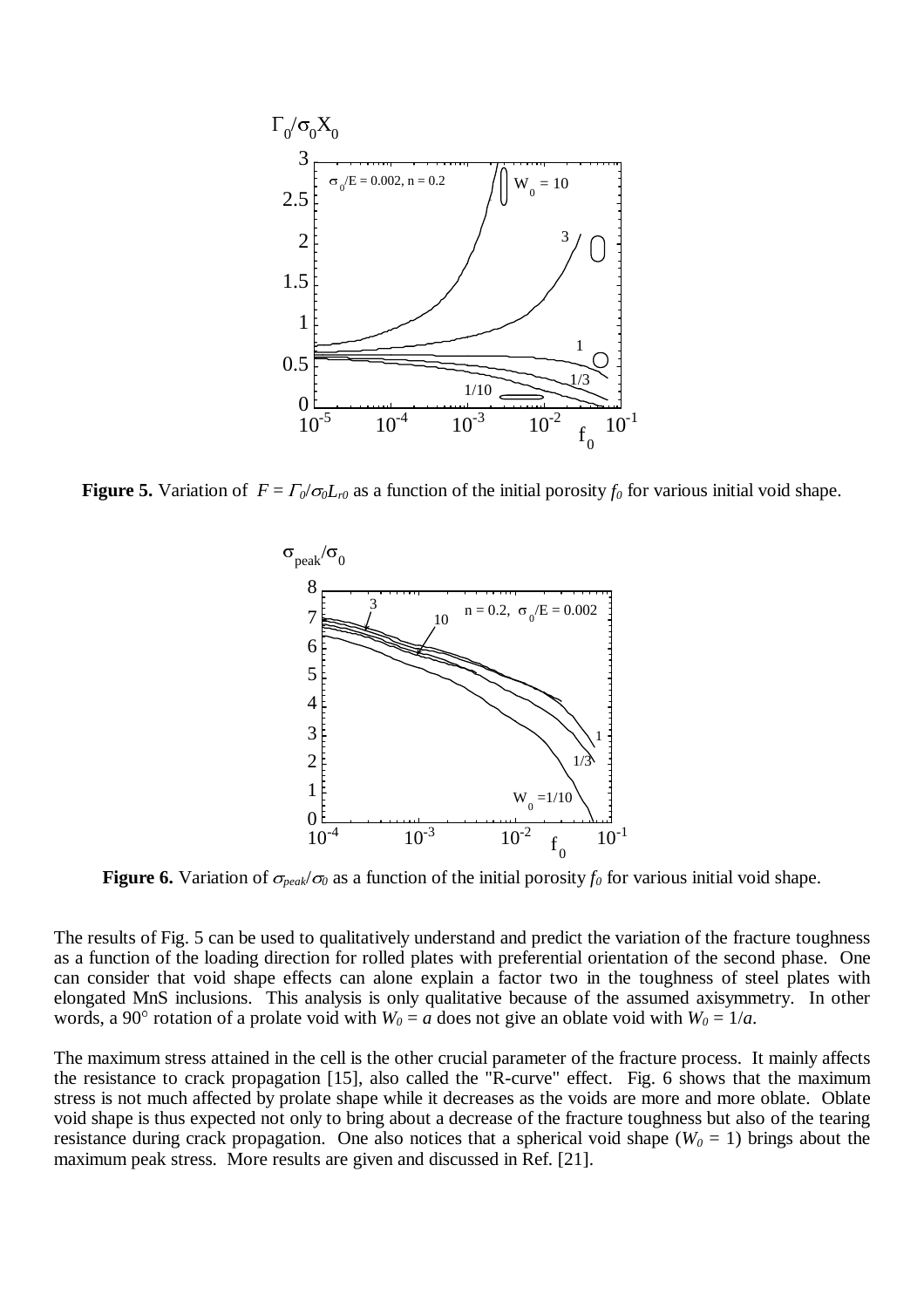**Figure 5.** Variation of $F = \Gamma_0/\sigma_0 L_{r0}$ as a function of the initial porosity $f_0$ for various initial void shape.

**Figure 6.** Variation of $\sigma_{peak}/\sigma_0$ as a function of the initial porosity $f_0$ for various initial void shape.

The results of Fig. 5 can be used to qualitatively understand and predict the variation of the fracture toughness as a function of the loading direction for rolled plates with preferential orientation of the second phase. One can consider that void shape effects can alone explain a factor two in the toughness of steel plates with elongated MnS inclusions. This analysis is only qualitative because of the assumed axisymmetry. In other words, a 90° rotation of a prolate void with $W_0 = a$ does not give an oblate void with $W_0 = 1/a$.

The maximum stress attained in the cell is the other crucial parameter of the fracture process. It mainly affects the resistance to crack propagation [15], also called the "R-curve" effect. Fig. 6 shows that the maximum stress is not much affected by prolate shape while it decreases as the voids are more and more oblate. Oblate void shape is thus expected not only to bring about a decrease of the fracture toughness but also of the tearing resistance during crack propagation. One also notices that a spherical void shape ($W_0 = 1$) brings about the maximum peak stress. More results are given and discussed in Ref. [21].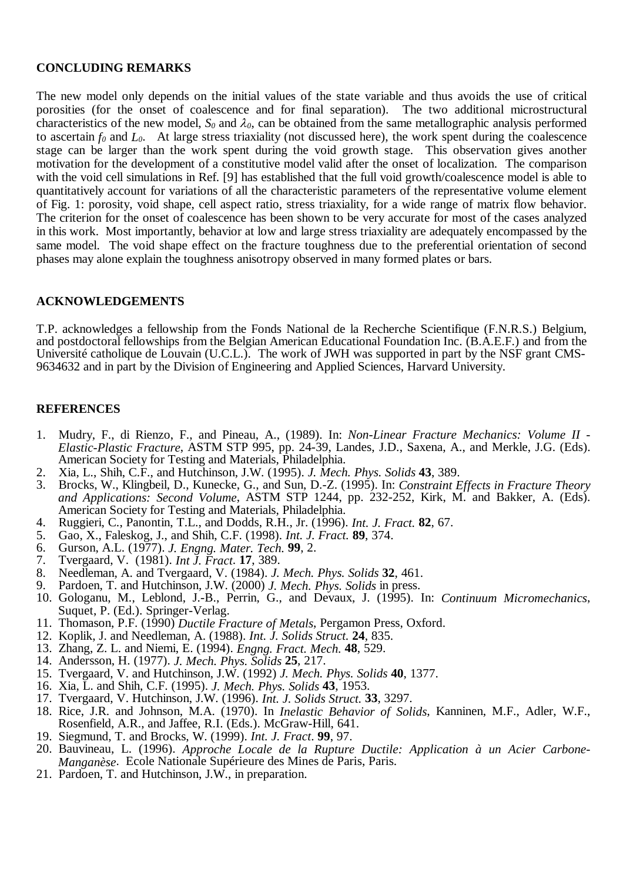## CONCLUDING REMARKS

The new model only depends on the initial values of the state variable and thus avoids the use of critical porosities (for the onset of coalescence and for final separation). The two additional microstructural characteristics of the new model, $S_0$ and $\lambda_0$, can be obtained from the same metallographic analysis performed to ascertain $f_0$ and $L_0$. At large stress triaxiality (not discussed here), the work spent during the coalescence stage can be larger than the work spent during the void growth stage. This observation gives another motivation for the development of a constitutive model valid after the onset of localization. The comparison with the void cell simulations in Ref. [9] has established that the full void growth/coalescence model is able to quantitatively account for variations of all the characteristic parameters of the representative volume element of Fig. 1: porosity, void shape, cell aspect ratio, stress triaxiality, for a wide range of matrix flow behavior. The criterion for the onset of coalescence has been shown to be very accurate for most of the cases analyzed in this work. Most importantly, behavior at low and large stress triaxiality are adequately encompassed by the same model. The void shape effect on the fracture toughness due to the preferential orientation of second phases may alone explain the toughness anisotropy observed in many formed plates or bars.

## ACKNOWLEDGEMENTS

T.P. acknowledges a fellowship from the Fonds National de la Recherche Scientifique (F.N.R.S.) Belgium, and postdoctoral fellowships from the Belgian American Educational Foundation Inc. (B.A.E.F.) and from the Université catholique de Louvain (U.C.L.). The work of JWH was supported in part by the NSF grant CMS-9634632 and in part by the Division of Engineering and Applied Sciences, Harvard University.

## REFERENCES

1. Mudry, F., di Rienzo, F., and Pineau, A., (1989). In: *Non-Linear Fracture Mechanics: Volume II - Elastic-Plastic Fracture*, ASTM STP 995, pp. 24-39, Landes, J.D., Saxena, A., and Merkle, J.G. (Eds). American Society for Testing and Materials, Philadelphia.
2. Xia, L., Shih, C.F., and Hutchinson, J.W. (1995). *J. Mech. Phys. Solids* **43**, 389.
3. Brocks, W., Klingbeil, D., Kunecke, G., and Sun, D.-Z. (1995). In: *Constraint Effects in Fracture Theory and Applications: Second Volume*, ASTM STP 1244, pp. 232-252, Kirk, M. and Bakker, A. (Eds). American Society for Testing and Materials, Philadelphia.
4. Ruggieri, C., Panontin, T.L., and Dodds, R.H., Jr. (1996). *Int. J. Fract.* **82**, 67.
5. Gao, X., Faleskog, J., and Shih, C.F. (1998). *Int. J. Fract.* **89**, 374.
6. Gurson, A.L. (1977). *J. Engng. Mater. Tech.* **99**, 2.
7. Tvergaard, V. (1981). *Int J. Fract.* **17**, 389.
8. Needleman, A. and Tvergaard, V. (1984). *J. Mech. Phys. Solids* **32**, 461.
9. Pardoen, T. and Hutchinson, J.W. (2000) *J. Mech. Phys. Solids* in press.
10. Gologanu, M., Leblond, J.-B., Perrin, G., and Devaux, J. (1995). In: *Continuum Micromechanics*, Suquet, P. (Ed.). Springer-Verlag.
11. Thomason, P.F. (1990) *Ductile Fracture of Metals*, Pergamon Press, Oxford.
12. Koplik, J. and Needleman, A. (1988). *Int. J. Solids Struct.* **24**, 835.
13. Zhang, Z. L. and Niemi, E. (1994). *Engng. Fract. Mech.* **48**, 529.
14. Andersson, H. (1977). *J. Mech. Phys. Solids* **25**, 217.
15. Tvergaard, V. and Hutchinson, J.W. (1992) *J. Mech. Phys. Solids* **40**, 1377.
16. Xia, L. and Shih, C.F. (1995). *J. Mech. Phys. Solids* **43**, 1953.
17. Tvergaard, V. Hutchinson, J.W. (1996). *Int. J. Solids Struct.* **33**, 3297.
18. Rice, J.R. and Johnson, M.A. (1970). In *Inelastic Behavior of Solids*, Kanninen, M.F., Adler, W.F., Rosenfield, A.R., and Jaffee, R.I. (Eds.). McGraw-Hill, 641.
19. Siegmund, T. and Brocks, W. (1999). *Int. J. Fract*. **99**, 97.
20. Bauvineau, L. (1996). *Approche Locale de la Rupture Ductile: Application à un Acier Carbone-Manganèse*. Ecole Nationale Supérieure des Mines de Paris, Paris.
21. Pardoen, T. and Hutchinson, J.W., in preparation.